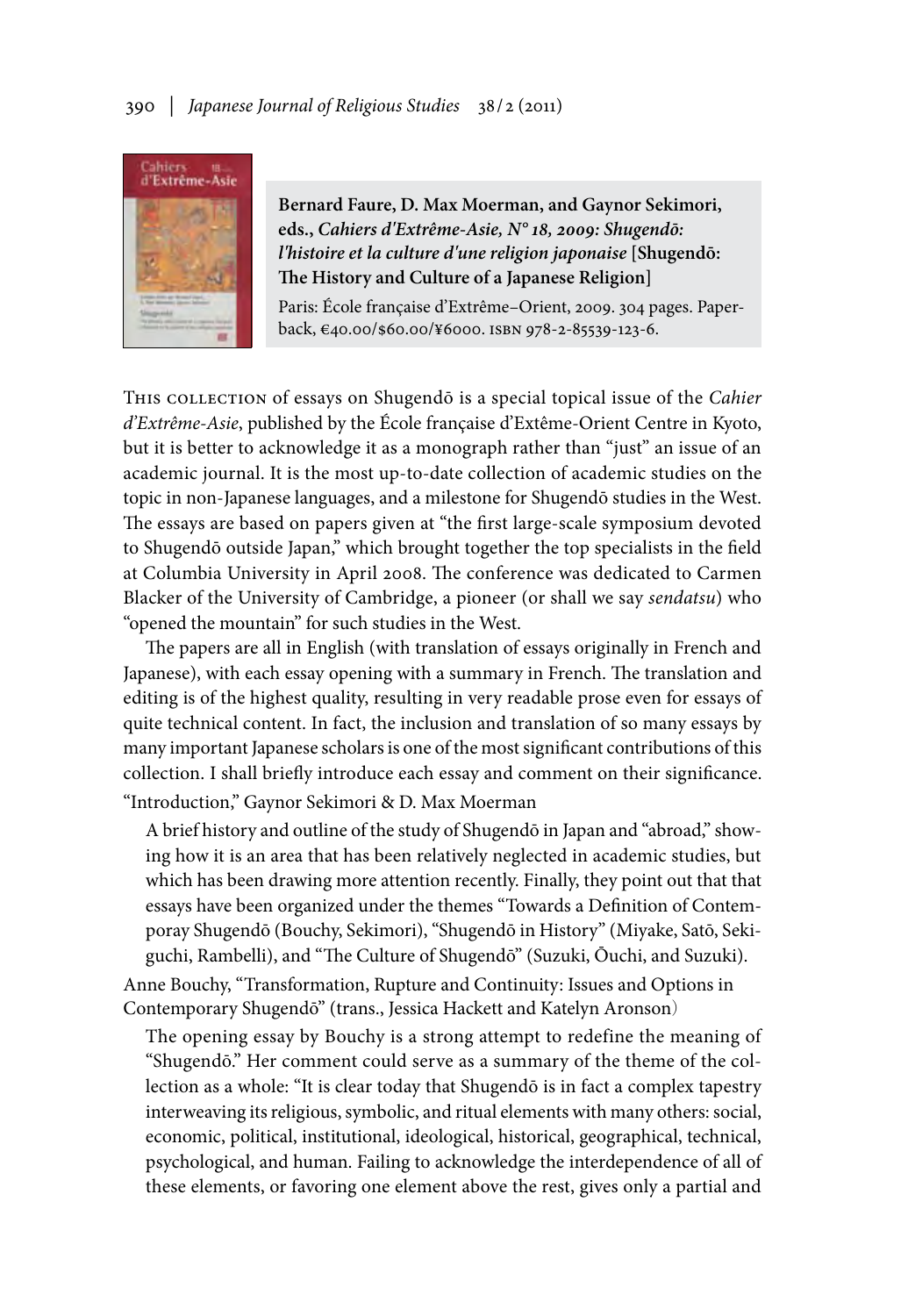**Bernard Faure, D. Max Moerman, and Gaynor Sekimori, eds., *Cahiers d'Extrême-Asie, N° 18, 2009: Shugendō: l'histoire et la culture d'une religion japonaise* [Shugendō: The History and Culture of a Japanese Religion]**

Paris: École française d'Extrême–Orient, 2009. 304 pages. Paperback, €40.00/$60.00/¥6000. ISBN 978-2-85539-123-6.

This collection of essays on Shugendō is a special topical issue of the *Cahier d'Extrême-Asie*, published by the École française d'Extême-Orient Centre in Kyoto, but it is better to acknowledge it as a monograph rather than "just" an issue of an academic journal. It is the most up-to-date collection of academic studies on the topic in non-Japanese languages, and a milestone for Shugendō studies in the West. The essays are based on papers given at "the first large-scale symposium devoted to Shugendō outside Japan," which brought together the top specialists in the field at Columbia University in April 2008. The conference was dedicated to Carmen Blacker of the University of Cambridge, a pioneer (or shall we say *sendatsu*) who "opened the mountain" for such studies in the West.

The papers are all in English (with translation of essays originally in French and Japanese), with each essay opening with a summary in French. The translation and editing is of the highest quality, resulting in very readable prose even for essays of quite technical content. In fact, the inclusion and translation of so many essays by many important Japanese scholars is one of the most significant contributions of this collection. I shall briefly introduce each essay and comment on their significance.

"Introduction," Gaynor Sekimori & D. Max Moerman

A brief history and outline of the study of Shugendō in Japan and "abroad," showing how it is an area that has been relatively neglected in academic studies, but which has been drawing more attention recently. Finally, they point out that that essays have been organized under the themes "Towards a Definition of Contemporay Shugendō (Bouchy, Sekimori), "Shugendō in History" (Miyake, Satō, Sekiguchi, Rambelli), and "The Culture of Shugendō" (Suzuki, Ōuchi, and Suzuki).

Anne Bouchy, "Transformation, Rupture and Continuity: Issues and Options in Contemporary Shugendō" (trans., Jessica Hackett and Katelyn Aronson)

The opening essay by Bouchy is a strong attempt to redefine the meaning of "Shugendō." Her comment could serve as a summary of the theme of the collection as a whole: "It is clear today that Shugendō is in fact a complex tapestry interweaving its religious, symbolic, and ritual elements with many others: social, economic, political, institutional, ideological, historical, geographical, technical, psychological, and human. Failing to acknowledge the interdependence of all of these elements, or favoring one element above the rest, gives only a partial and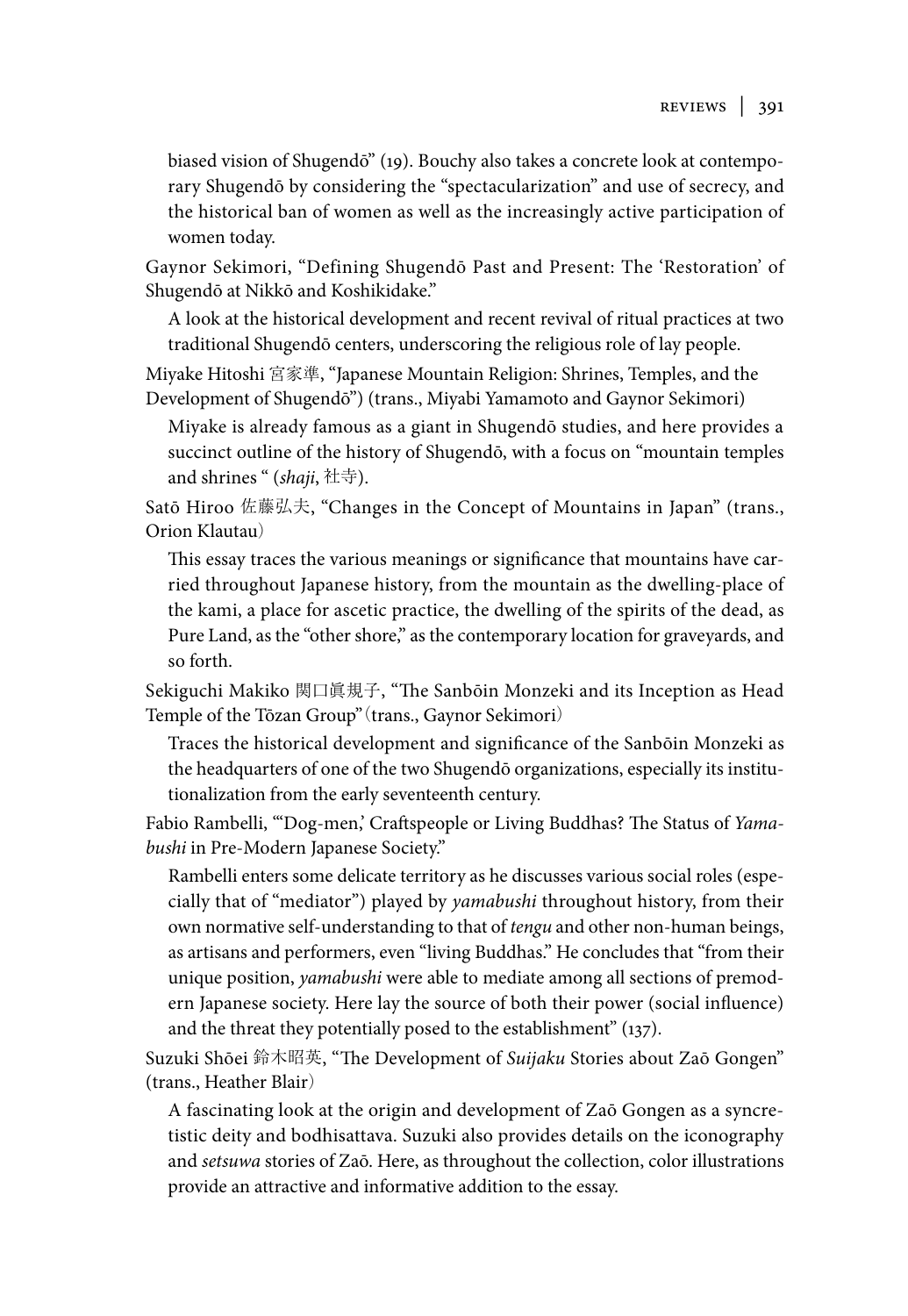biased vision of Shugendō" (19). Bouchy also takes a concrete look at contemporary Shugendō by considering the "spectacularization" and use of secrecy, and the historical ban of women as well as the increasingly active participation of women today.

Gaynor Sekimori, "Defining Shugendō Past and Present: The 'Restoration' of Shugendō at Nikkō and Koshikidake."

A look at the historical development and recent revival of ritual practices at two traditional Shugendō centers, underscoring the religious role of lay people.

Miyake Hitoshi 宮家準, "Japanese Mountain Religion: Shrines, Temples, and the Development of Shugendō") (trans., Miyabi Yamamoto and Gaynor Sekimori)

Miyake is already famous as a giant in Shugendō studies, and here provides a succinct outline of the history of Shugendō, with a focus on "mountain temples and shrines " (*shaji*, 社寺).

Satō Hiroo 佐藤弘夫, "Changes in the Concept of Mountains in Japan" (trans., Orion Klautau)

This essay traces the various meanings or significance that mountains have carried throughout Japanese history, from the mountain as the dwelling-place of the kami, a place for ascetic practice, the dwelling of the spirits of the dead, as Pure Land, as the "other shore," as the contemporary location for graveyards, and so forth.

Sekiguchi Makiko 関口眞規子, "The Sanbōin Monzeki and its Inception as Head Temple of the Tōzan Group"（trans., Gaynor Sekimori）

Traces the historical development and significance of the Sanbōin Monzeki as the headquarters of one of the two Shugendō organizations, especially its institutionalization from the early seventeenth century.

Fabio Rambelli, "'Dog-men,' Craftspeople or Living Buddhas? The Status of *Yamabushi* in Pre-Modern Japanese Society."

Rambelli enters some delicate territory as he discusses various social roles (especially that of "mediator") played by *yamabushi* throughout history, from their own normative self-understanding to that of *tengu* and other non-human beings, as artisans and performers, even "living Buddhas." He concludes that "from their unique position, *yamabushi* were able to mediate among all sections of premodern Japanese society. Here lay the source of both their power (social influence) and the threat they potentially posed to the establishment" (137).

Suzuki Shōei 鈴木昭英, "The Development of *Suijaku* Stories about Zaō Gongen"（trans., Heather Blair）

A fascinating look at the origin and development of Zaō Gongen as a syncretistic deity and bodhisattava. Suzuki also provides details on the iconography and *setsuwa* stories of Zaō. Here, as throughout the collection, color illustrations provide an attractive and informative addition to the essay.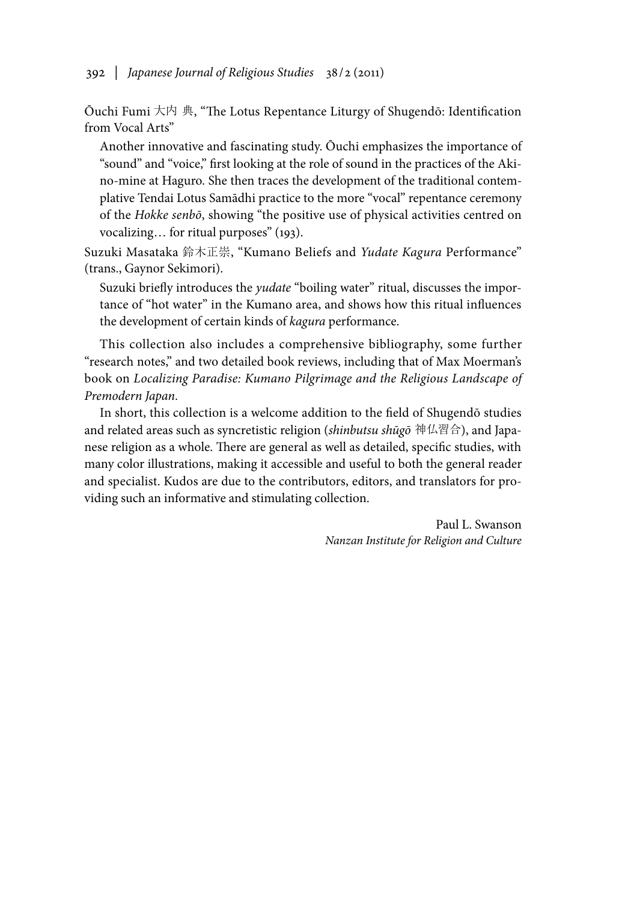Ōuchi Fumi 大内 典, "The Lotus Repentance Liturgy of Shugendō: Identification from Vocal Arts"

Another innovative and fascinating study. Ōuchi emphasizes the importance of "sound" and "voice," first looking at the role of sound in the practices of the Akino-mine at Haguro. She then traces the development of the traditional contemplative Tendai Lotus Samādhi practice to the more "vocal" repentance ceremony of the *Hokke senbō*, showing "the positive use of physical activities centred on vocalizing… for ritual purposes" (193).

Suzuki Masataka 鈴木正崇, "Kumano Beliefs and *Yudate Kagura* Performance" (trans., Gaynor Sekimori).

Suzuki briefly introduces the *yudate* "boiling water" ritual, discusses the importance of "hot water" in the Kumano area, and shows how this ritual influences the development of certain kinds of *kagura* performance.

This collection also includes a comprehensive bibliography, some further "research notes," and two detailed book reviews, including that of Max Moerman's book on *Localizing Paradise: Kumano Pilgrimage and the Religious Landscape of Premodern Japan*.

In short, this collection is a welcome addition to the field of Shugendō studies and related areas such as syncretistic religion (*shinbutsu shūgō* 神仏習合), and Japanese religion as a whole. There are general as well as detailed, specific studies, with many color illustrations, making it accessible and useful to both the general reader and specialist. Kudos are due to the contributors, editors, and translators for providing such an informative and stimulating collection.

Paul L. Swanson
*Nanzan Institute for Religion and Culture*